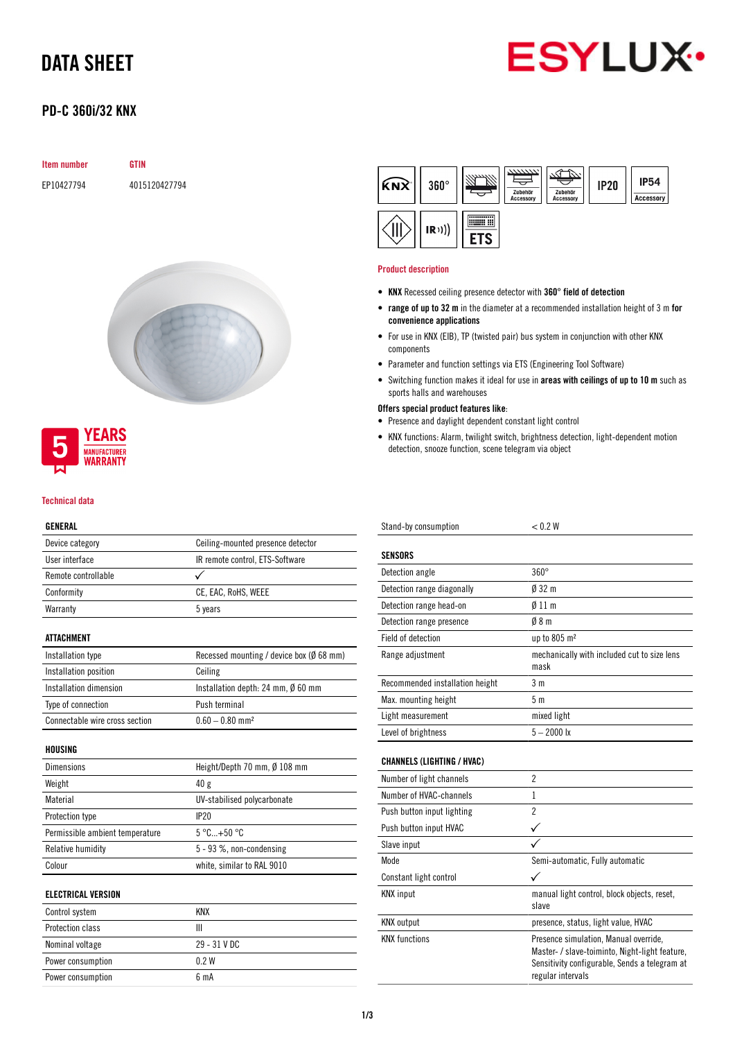# DATA SHEET

## PD-C 360i/32 KNX

| Item number | GTIN |
|---|---|
| EP10427794 | 4015120427794 |

5 YEARS MANUFACTURER WARRANTY

### Product description

- **KNX** Recessed ceiling presence detector with **360°** **field of detection**
- **range of up to 32 m** in the diameter at a recommended installation height of 3 m **for convenience applications**
- For use in KNX (EIB), TP (twisted pair) bus system in conjunction with other KNX components
- Parameter and function settings via ETS (Engineering Tool Software)
- Switching function makes it ideal for use in **areas with ceilings of up to 10 m** such as sports halls and warehouses

**Offers special product features like:**

- Presence and daylight dependent constant light control
- KNX functions: Alarm, twilight switch, brightness detection, light-dependent motion detection, snooze function, scene telegram via object

### Technical data

**GENERAL**

| | |
|---|---|
| Device category | Ceiling-mounted presence detector |
| User interface | IR remote control, ETS-Software |
| Remote controllable | ✓ |
| Conformity | CE, EAC, RoHS, WEEE |
| Warranty | 5 years |

**ATTACHMENT**

| | |
|---|---|
| Installation type | Recessed mounting / device box (Ø 68 mm) |
| Installation position | Ceiling |
| Installation dimension | Installation depth: 24 mm, Ø 60 mm |
| Type of connection | Push terminal |
| Connectable wire cross section | 0.60 – 0.80 mm² |

**HOUSING**

| | |
|---|---|
| Dimensions | Height/Depth 70 mm, Ø 108 mm |
| Weight | 40 g |
| Material | UV-stabilised polycarbonate |
| Protection type | IP20 |
| Permissible ambient temperature | 5 °C...+50 °C |
| Relative humidity | 5 - 93 %, non-condensing |
| Colour | white, similar to RAL 9010 |

**ELECTRICAL VERSION**

| | |
|---|---|
| Control system | KNX |
| Protection class | III |
| Nominal voltage | 29 - 31 V DC |
| Power consumption | 0.2 W |
| Power consumption | 6 mA |
| Stand-by consumption | < 0.2 W |

**SENSORS**

| | |
|---|---|
| Detection angle | 360° |
| Detection range diagonally | Ø 32 m |
| Detection range head-on | Ø 11 m |
| Detection range presence | Ø 8 m |
| Field of detection | up to 805 m² |
| Range adjustment | mechanically with included cut to size lens mask |
| Recommended installation height | 3 m |
| Max. mounting height | 5 m |
| Light measurement | mixed light |
| Level of brightness | 5 – 2000 lx |

**CHANNELS (LIGHTING / HVAC)**

| | |
|---|---|
| Number of light channels | 2 |
| Number of HVAC-channels | 1 |
| Push button input lighting | 2 |
| Push button input HVAC | ✓ |
| Slave input | ✓ |
| Mode | Semi-automatic, Fully automatic |
| Constant light control | ✓ |
| KNX input | manual light control, block objects, reset, slave |
| KNX output | presence, status, light value, HVAC |
| KNX functions | Presence simulation, Manual override, Master- / slave-toiminto, Night-light feature, Sensitivity configurable, Sends a telegram at regular intervals |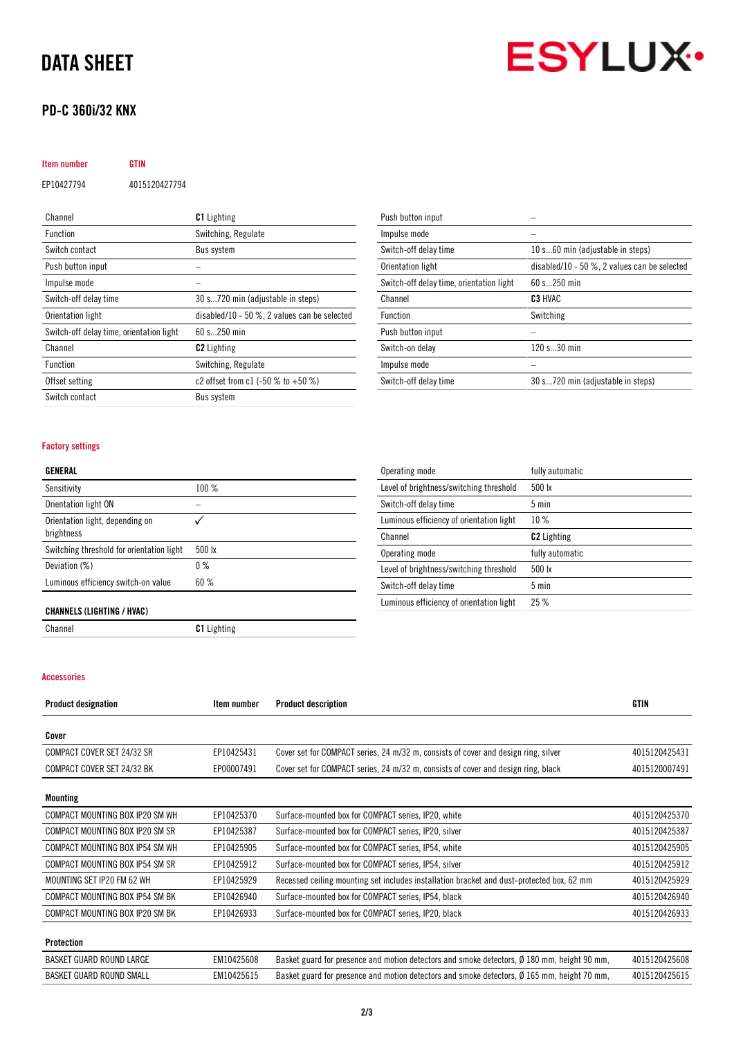# DATA SHEET

## PD-C 360i/32 KNX

| Item number | GTIN |
|---|---|
| EP10427794 | 4015120427794 |

| | |
|---|---|
| Channel | **C1** Lighting |
| Function | Switching, Regulate |
| Switch contact | Bus system |
| Push button input | – |
| Impulse mode | – |
| Switch-off delay time | 30 s...720 min (adjustable in steps) |
| Orientation light | disabled/10 - 50 %, 2 values can be selected |
| Switch-off delay time, orientation light | 60 s...250 min |
| Channel | **C2** Lighting |
| Function | Switching, Regulate |
| Offset setting | c2 offset from c1 (-50 % to +50 %) |
| Switch contact | Bus system |
| Push button input | – |
| Impulse mode | – |
| Switch-off delay time | 10 s...60 min (adjustable in steps) |
| Orientation light | disabled/10 - 50 %, 2 values can be selected |
| Switch-off delay time, orientation light | 60 s...250 min |
| Channel | **C3** HVAC |
| Function | Switching |
| Push button input | – |
| Switch-on delay | 120 s...30 min |
| Impulse mode | – |
| Switch-off delay time | 30 s...720 min (adjustable in steps) |

### Factory settings

| **GENERAL** | |
|---|---|
| Sensitivity | 100 % |
| Orientation light ON | – |
| Orientation light, depending on brightness | ✓ |
| Switching threshold for orientation light | 500 lx |
| Deviation (%) | 0 % |
| Luminous efficiency switch-on value | 60 % |

| **CHANNELS (LIGHTING / HVAC)** | |
|---|---|
| Channel | **C1** Lighting |
| Operating mode | fully automatic |
| Level of brightness/switching threshold | 500 lx |
| Switch-off delay time | 5 min |
| Luminous efficiency of orientation light | 10 % |
| Channel | **C2** Lighting |
| Operating mode | fully automatic |
| Level of brightness/switching threshold | 500 lx |
| Switch-off delay time | 5 min |
| Luminous efficiency of orientation light | 25 % |

### Accessories

| Product designation | Item number | Product description | GTIN |
|---|---|---|---|
| **Cover** | | | |
| COMPACT COVER SET 24/32 SR | EP10425431 | Cover set for COMPACT series, 24 m/32 m, consists of cover and design ring, silver | 4015120425431 |
| COMPACT COVER SET 24/32 BK | EP00007491 | Cover set for COMPACT series, 24 m/32 m, consists of cover and design ring, black | 4015120007491 |
| **Mounting** | | | |
| COMPACT MOUNTING BOX IP20 SM WH | EP10425370 | Surface-mounted box for COMPACT series, IP20, white | 4015120425370 |
| COMPACT MOUNTING BOX IP20 SM SR | EP10425387 | Surface-mounted box for COMPACT series, IP20, silver | 4015120425387 |
| COMPACT MOUNTING BOX IP54 SM WH | EP10425905 | Surface-mounted box for COMPACT series, IP54, white | 4015120425905 |
| COMPACT MOUNTING BOX IP54 SM SR | EP10425912 | Surface-mounted box for COMPACT series, IP54, silver | 4015120425912 |
| MOUNTING SET IP20 FM 62 WH | EP10425929 | Recessed ceiling mounting set includes installation bracket and dust-protected box, 62 mm | 4015120425929 |
| COMPACT MOUNTING BOX IP54 SM BK | EP10426940 | Surface-mounted box for COMPACT series, IP54, black | 4015120426940 |
| COMPACT MOUNTING BOX IP20 SM BK | EP10426933 | Surface-mounted box for COMPACT series, IP20, black | 4015120426933 |
| **Protection** | | | |
| BASKET GUARD ROUND LARGE | EM10425608 | Basket guard for presence and motion detectors and smoke detectors, Ø 180 mm, height 90 mm, | 4015120425608 |
| BASKET GUARD ROUND SMALL | EM10425615 | Basket guard for presence and motion detectors and smoke detectors, Ø 165 mm, height 70 mm, | 4015120425615 |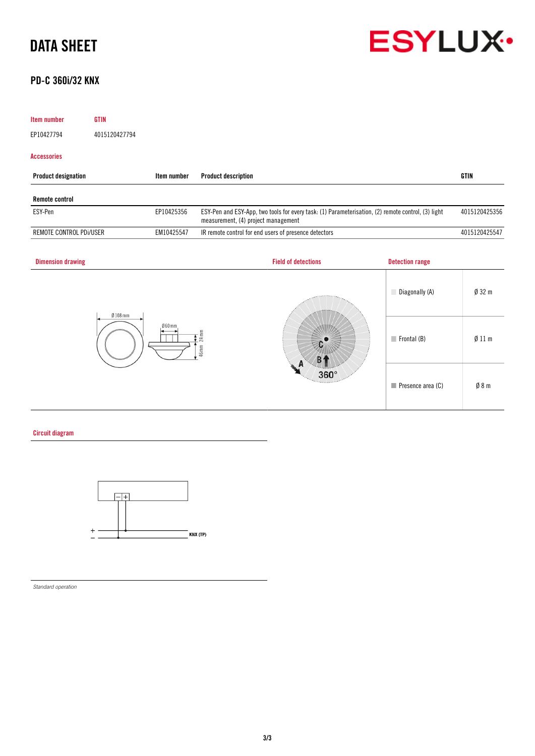# DATA SHEET

## PD-C 360i/32 KNX

| Item number | GTIN |
|---|---|
| EP10427794 | 4015120427794 |

### Accessories

| Product designation | Item number | Product description | GTIN |
|---|---|---|---|
| **Remote control** | | | |
| ESY-Pen | EP10425356 | ESY-Pen and ESY-App, two tools for every task: (1) Parameterisation, (2) remote control, (3) light measurement, (4) project management | 4015120425356 |
| REMOTE CONTROL PDi/USER | EM10425547 | IR remote control for end users of presence detectors | 4015120425547 |

### Dimension drawing

Ø 108 mm

Ø 60 mm

24 mm

46mm

### Field of detections

A

B

C

360°

### Detection range

| | |
|---|---|
| Diagonally (A) | Ø 32 m |
| Frontal (B) | Ø 11 m |
| Presence area (C) | Ø 8 m |

### Circuit diagram

−
+

+
−

KNX (TP)

*Standard operation*